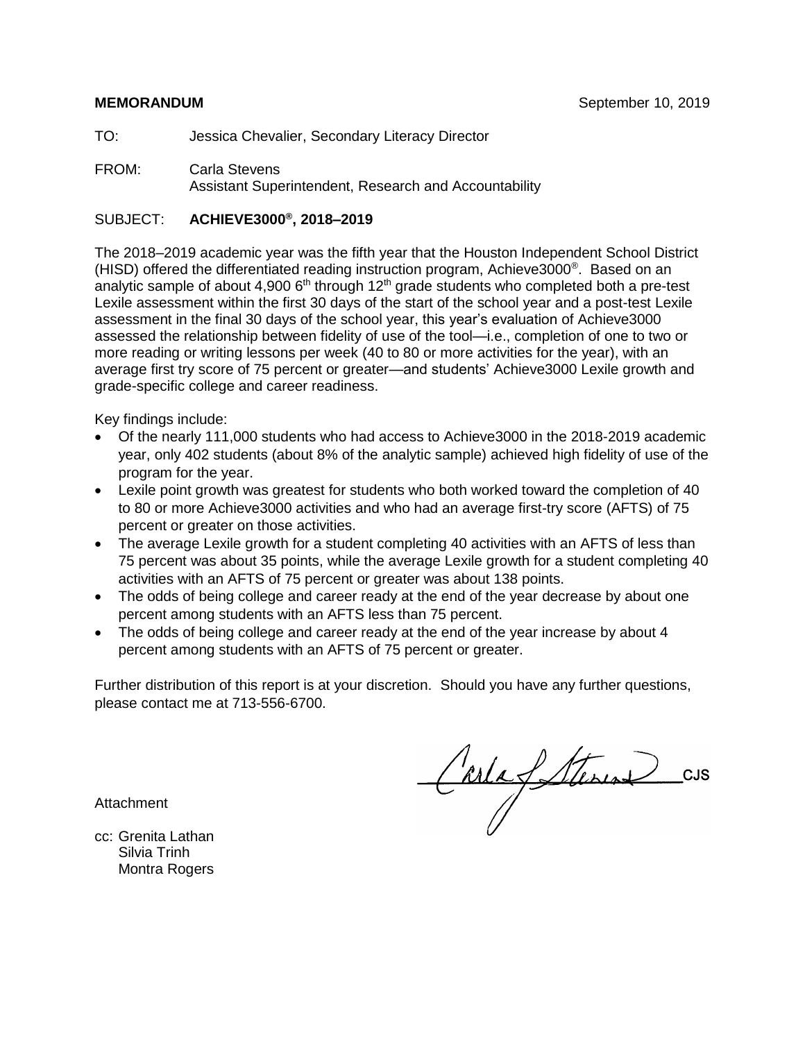**MEMORANDUM** September 10, 2019

TO: Jessica Chevalier, Secondary Literacy Director

FROM: Carla Stevens
Assistant Superintendent, Research and Accountability

SUBJECT: **ACHIEVE3000®, 2018–2019**

The 2018–2019 academic year was the fifth year that the Houston Independent School District (HISD) offered the differentiated reading instruction program, Achieve3000®. Based on an analytic sample of about 4,900 6th through 12th grade students who completed both a pre-test Lexile assessment within the first 30 days of the start of the school year and a post-test Lexile assessment in the final 30 days of the school year, this year's evaluation of Achieve3000 assessed the relationship between fidelity of use of the tool—i.e., completion of one to two or more reading or writing lessons per week (40 to 80 or more activities for the year), with an average first try score of 75 percent or greater—and students' Achieve3000 Lexile growth and grade-specific college and career readiness.

Key findings include:

- Of the nearly 111,000 students who had access to Achieve3000 in the 2018-2019 academic year, only 402 students (about 8% of the analytic sample) achieved high fidelity of use of the program for the year.
- Lexile point growth was greatest for students who both worked toward the completion of 40 to 80 or more Achieve3000 activities and who had an average first-try score (AFTS) of 75 percent or greater on those activities.
- The average Lexile growth for a student completing 40 activities with an AFTS of less than 75 percent was about 35 points, while the average Lexile growth for a student completing 40 activities with an AFTS of 75 percent or greater was about 138 points.
- The odds of being college and career ready at the end of the year decrease by about one percent among students with an AFTS less than 75 percent.
- The odds of being college and career ready at the end of the year increase by about 4 percent among students with an AFTS of 75 percent or greater.

Further distribution of this report is at your discretion. Should you have any further questions, please contact me at 713-556-6700.

Carla J. Stevens CJS

Attachment

cc: Grenita Lathan
Silvia Trinh
Montra Rogers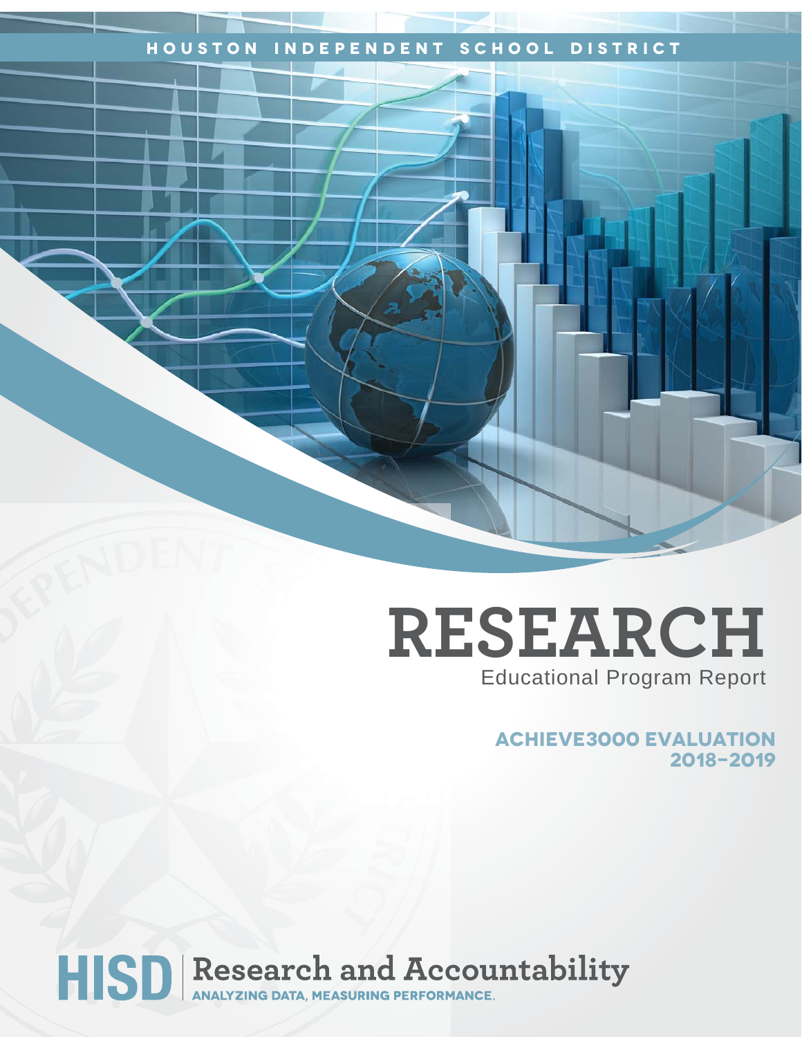HOUSTON INDEPENDENT SCHOOL DISTRICT

# RESEARCH

Educational Program Report

## ACHIEVE3000 EVALUATION 2018–2019

HISD | Research and Accountability

ANALYZING DATA, MEASURING PERFORMANCE.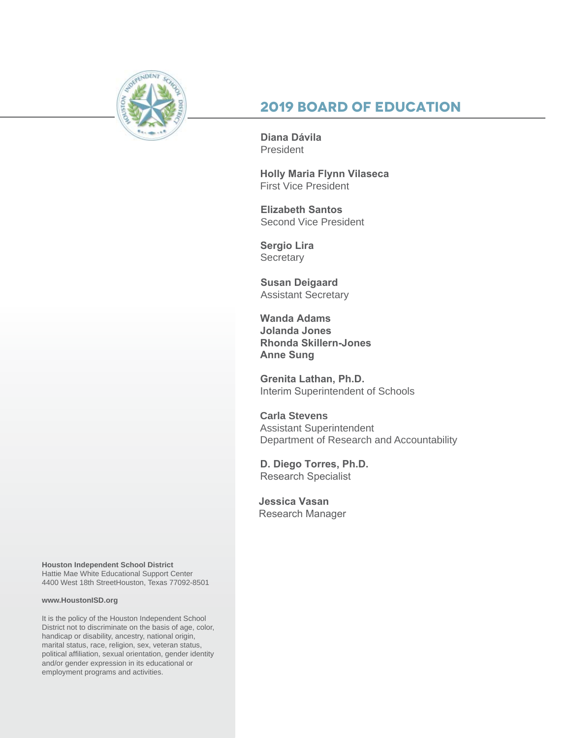## 2019 BOARD OF EDUCATION

**Diana Dávila**
President

**Holly Maria Flynn Vilaseca**
First Vice President

**Elizabeth Santos**
Second Vice President

**Sergio Lira**
Secretary

**Susan Deigaard**
Assistant Secretary

**Wanda Adams**
**Jolanda Jones**
**Rhonda Skillern-Jones**
**Anne Sung**

**Grenita Lathan, Ph.D.**
Interim Superintendent of Schools

**Carla Stevens**
Assistant Superintendent
Department of Research and Accountability

**D. Diego Torres, Ph.D.**
Research Specialist

**Jessica Vasan**
Research Manager

**Houston Independent School District**
Hattie Mae White Educational Support Center
4400 West 18th StreetHouston, Texas 77092-8501

**www.HoustonISD.org**

It is the policy of the Houston Independent School District not to discriminate on the basis of age, color, handicap or disability, ancestry, national origin, marital status, race, religion, sex, veteran status, political affiliation, sexual orientation, gender identity and/or gender expression in its educational or employment programs and activities.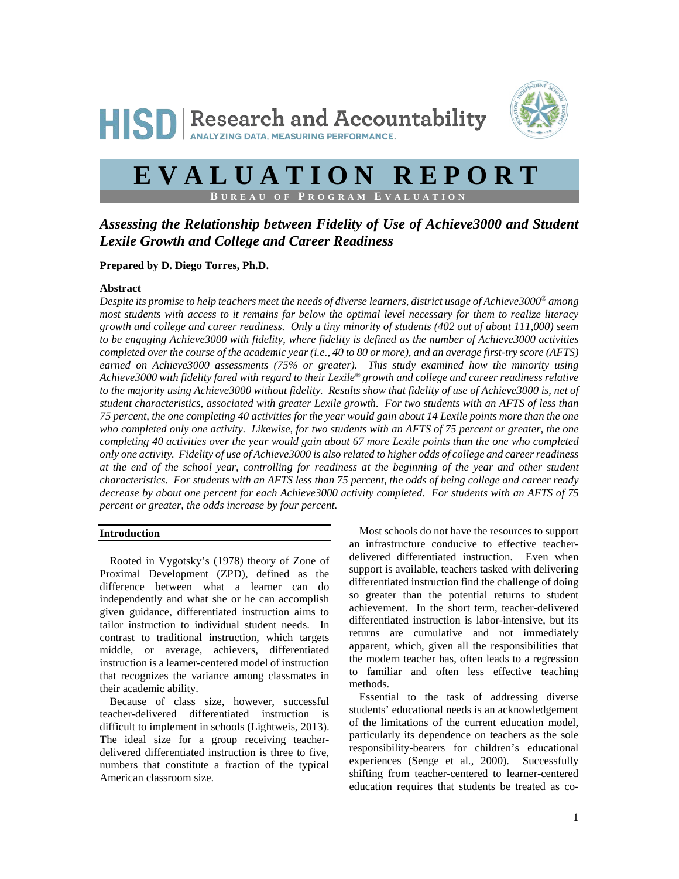# HISD Research and Accountability

ANALYZING DATA. MEASURING PERFORMANCE.

# EVALUATION REPORT

BUREAU OF PROGRAM EVALUATION

## *Assessing the Relationship between Fidelity of Use of Achieve3000 and Student Lexile Growth and College and Career Readiness*

**Prepared by D. Diego Torres, Ph.D.**

### Abstract

*Despite its promise to help teachers meet the needs of diverse learners, district usage of Achieve3000® among most students with access to it remains far below the optimal level necessary for them to realize literacy growth and college and career readiness. Only a tiny minority of students (402 out of about 111,000) seem to be engaging Achieve3000 with fidelity, where fidelity is defined as the number of Achieve3000 activities completed over the course of the academic year (i.e., 40 to 80 or more), and an average first-try score (AFTS) earned on Achieve3000 assessments (75% or greater). This study examined how the minority using Achieve3000 with fidelity fared with regard to their Lexile® growth and college and career readiness relative to the majority using Achieve3000 without fidelity. Results show that fidelity of use of Achieve3000 is, net of student characteristics, associated with greater Lexile growth. For two students with an AFTS of less than 75 percent, the one completing 40 activities for the year would gain about 14 Lexile points more than the one who completed only one activity. Likewise, for two students with an AFTS of 75 percent or greater, the one completing 40 activities over the year would gain about 67 more Lexile points than the one who completed only one activity. Fidelity of use of Achieve3000 is also related to higher odds of college and career readiness at the end of the school year, controlling for readiness at the beginning of the year and other student characteristics. For students with an AFTS less than 75 percent, the odds of being college and career ready decrease by about one percent for each Achieve3000 activity completed. For students with an AFTS of 75 percent or greater, the odds increase by four percent.*

### Introduction

Rooted in Vygotsky's (1978) theory of Zone of Proximal Development (ZPD), defined as the difference between what a learner can do independently and what she or he can accomplish given guidance, differentiated instruction aims to tailor instruction to individual student needs. In contrast to traditional instruction, which targets middle, or average, achievers, differentiated instruction is a learner-centered model of instruction that recognizes the variance among classmates in their academic ability.

Because of class size, however, successful teacher-delivered differentiated instruction is difficult to implement in schools (Lightweis, 2013). The ideal size for a group receiving teacher-delivered differentiated instruction is three to five, numbers that constitute a fraction of the typical American classroom size.

Most schools do not have the resources to support an infrastructure conducive to effective teacher-delivered differentiated instruction. Even when support is available, teachers tasked with delivering differentiated instruction find the challenge of doing so greater than the potential returns to student achievement. In the short term, teacher-delivered differentiated instruction is labor-intensive, but its returns are cumulative and not immediately apparent, which, given all the responsibilities that the modern teacher has, often leads to a regression to familiar and often less effective teaching methods.

Essential to the task of addressing diverse students' educational needs is an acknowledgement of the limitations of the current education model, particularly its dependence on teachers as the sole responsibility-bearers for children's educational experiences (Senge et al., 2000). Successfully shifting from teacher-centered to learner-centered education requires that students be treated as co-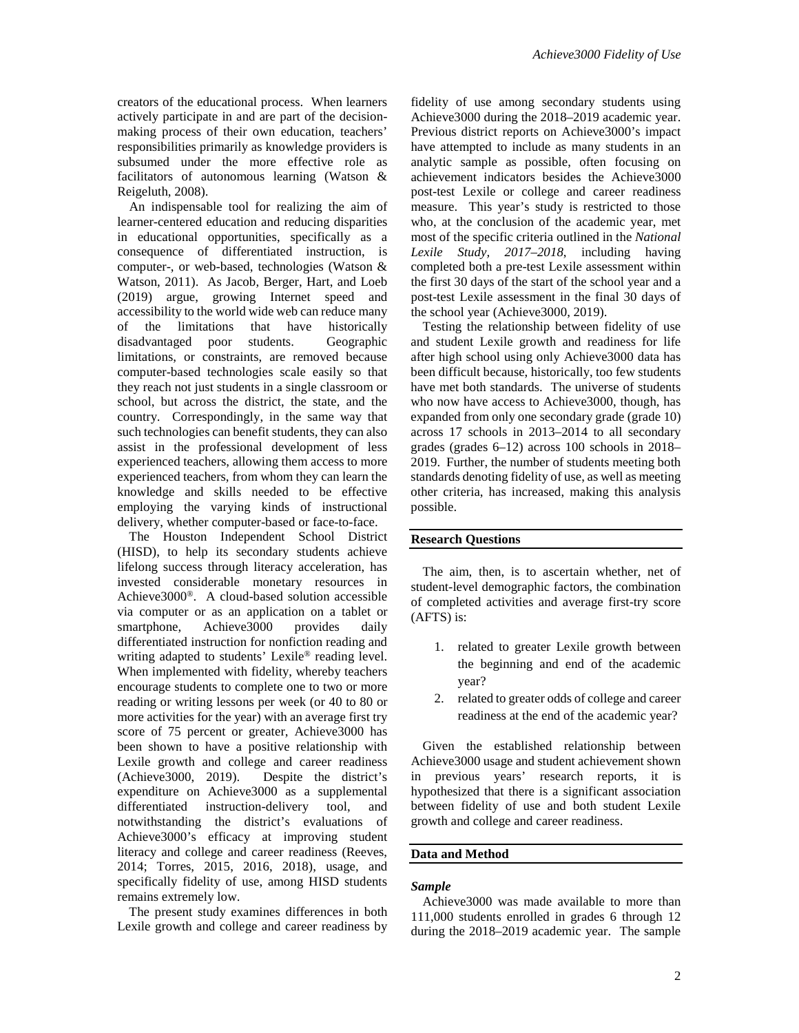creators of the educational process. When learners actively participate in and are part of the decision-making process of their own education, teachers' responsibilities primarily as knowledge providers is subsumed under the more effective role as facilitators of autonomous learning (Watson & Reigeluth, 2008).

An indispensable tool for realizing the aim of learner-centered education and reducing disparities in educational opportunities, specifically as a consequence of differentiated instruction, is computer-, or web-based, technologies (Watson & Watson, 2011). As Jacob, Berger, Hart, and Loeb (2019) argue, growing Internet speed and accessibility to the world wide web can reduce many of the limitations that have historically disadvantaged poor students. Geographic limitations, or constraints, are removed because computer-based technologies scale easily so that they reach not just students in a single classroom or school, but across the district, the state, and the country. Correspondingly, in the same way that such technologies can benefit students, they can also assist in the professional development of less experienced teachers, allowing them access to more experienced teachers, from whom they can learn the knowledge and skills needed to be effective employing the varying kinds of instructional delivery, whether computer-based or face-to-face.

The Houston Independent School District (HISD), to help its secondary students achieve lifelong success through literacy acceleration, has invested considerable monetary resources in Achieve3000®. A cloud-based solution accessible via computer or as an application on a tablet or smartphone, Achieve3000 provides daily differentiated instruction for nonfiction reading and writing adapted to students' Lexile® reading level. When implemented with fidelity, whereby teachers encourage students to complete one to two or more reading or writing lessons per week (or 40 to 80 or more activities for the year) with an average first try score of 75 percent or greater, Achieve3000 has been shown to have a positive relationship with Lexile growth and college and career readiness (Achieve3000, 2019). Despite the district's expenditure on Achieve3000 as a supplemental differentiated instruction-delivery tool, and notwithstanding the district's evaluations of Achieve3000's efficacy at improving student literacy and college and career readiness (Reeves, 2014; Torres, 2015, 2016, 2018), usage, and specifically fidelity of use, among HISD students remains extremely low.

The present study examines differences in both Lexile growth and college and career readiness by fidelity of use among secondary students using Achieve3000 during the 2018–2019 academic year. Previous district reports on Achieve3000's impact have attempted to include as many students in an analytic sample as possible, often focusing on achievement indicators besides the Achieve3000 post-test Lexile or college and career readiness measure. This year's study is restricted to those who, at the conclusion of the academic year, met most of the specific criteria outlined in the *National Lexile Study, 2017–2018*, including having completed both a pre-test Lexile assessment within the first 30 days of the start of the school year and a post-test Lexile assessment in the final 30 days of the school year (Achieve3000, 2019).

Testing the relationship between fidelity of use and student Lexile growth and readiness for life after high school using only Achieve3000 data has been difficult because, historically, too few students have met both standards. The universe of students who now have access to Achieve3000, though, has expanded from only one secondary grade (grade 10) across 17 schools in 2013–2014 to all secondary grades (grades 6–12) across 100 schools in 2018–2019. Further, the number of students meeting both standards denoting fidelity of use, as well as meeting other criteria, has increased, making this analysis possible.

## Research Questions

The aim, then, is to ascertain whether, net of student-level demographic factors, the combination of completed activities and average first-try score (AFTS) is:

1. related to greater Lexile growth between the beginning and end of the academic year?
2. related to greater odds of college and career readiness at the end of the academic year?

Given the established relationship between Achieve3000 usage and student achievement shown in previous years' research reports, it is hypothesized that there is a significant association between fidelity of use and both student Lexile growth and college and career readiness.

## Data and Method

### *Sample*

Achieve3000 was made available to more than 111,000 students enrolled in grades 6 through 12 during the 2018–2019 academic year. The sample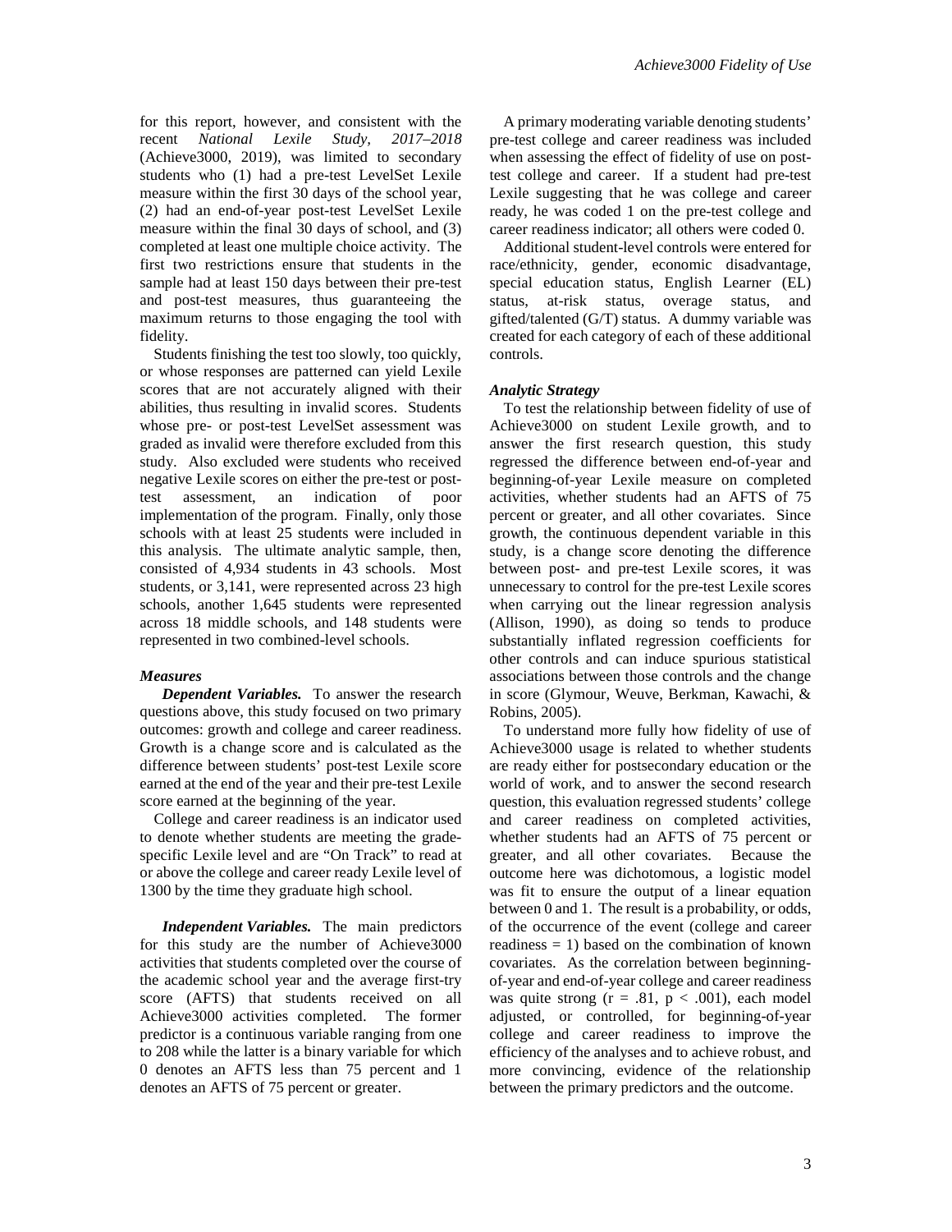for this report, however, and consistent with the recent *National Lexile Study, 2017–2018* (Achieve3000, 2019), was limited to secondary students who (1) had a pre-test LevelSet Lexile measure within the first 30 days of the school year, (2) had an end-of-year post-test LevelSet Lexile measure within the final 30 days of school, and (3) completed at least one multiple choice activity. The first two restrictions ensure that students in the sample had at least 150 days between their pre-test and post-test measures, thus guaranteeing the maximum returns to those engaging the tool with fidelity.

Students finishing the test too slowly, too quickly, or whose responses are patterned can yield Lexile scores that are not accurately aligned with their abilities, thus resulting in invalid scores. Students whose pre- or post-test LevelSet assessment was graded as invalid were therefore excluded from this study. Also excluded were students who received negative Lexile scores on either the pre-test or post-test assessment, an indication of poor implementation of the program. Finally, only those schools with at least 25 students were included in this analysis. The ultimate analytic sample, then, consisted of 4,934 students in 43 schools. Most students, or 3,141, were represented across 23 high schools, another 1,645 students were represented across 18 middle schools, and 148 students were represented in two combined-level schools.

### *Measures*

***Dependent Variables.*** To answer the research questions above, this study focused on two primary outcomes: growth and college and career readiness. Growth is a change score and is calculated as the difference between students' post-test Lexile score earned at the end of the year and their pre-test Lexile score earned at the beginning of the year.

College and career readiness is an indicator used to denote whether students are meeting the grade-specific Lexile level and are "On Track" to read at or above the college and career ready Lexile level of 1300 by the time they graduate high school.

***Independent Variables.*** The main predictors for this study are the number of Achieve3000 activities that students completed over the course of the academic school year and the average first-try score (AFTS) that students received on all Achieve3000 activities completed. The former predictor is a continuous variable ranging from one to 208 while the latter is a binary variable for which 0 denotes an AFTS less than 75 percent and 1 denotes an AFTS of 75 percent or greater.

A primary moderating variable denoting students' pre-test college and career readiness was included when assessing the effect of fidelity of use on post-test college and career. If a student had pre-test Lexile suggesting that he was college and career ready, he was coded 1 on the pre-test college and career readiness indicator; all others were coded 0.

Additional student-level controls were entered for race/ethnicity, gender, economic disadvantage, special education status, English Learner (EL) status, at-risk status, overage status, and gifted/talented (G/T) status. A dummy variable was created for each category of each of these additional controls.

### *Analytic Strategy*

To test the relationship between fidelity of use of Achieve3000 on student Lexile growth, and to answer the first research question, this study regressed the difference between end-of-year and beginning-of-year Lexile measure on completed activities, whether students had an AFTS of 75 percent or greater, and all other covariates. Since growth, the continuous dependent variable in this study, is a change score denoting the difference between post- and pre-test Lexile scores, it was unnecessary to control for the pre-test Lexile scores when carrying out the linear regression analysis (Allison, 1990), as doing so tends to produce substantially inflated regression coefficients for other controls and can induce spurious statistical associations between those controls and the change in score (Glymour, Weuve, Berkman, Kawachi, & Robins, 2005).

To understand more fully how fidelity of use of Achieve3000 usage is related to whether students are ready either for postsecondary education or the world of work, and to answer the second research question, this evaluation regressed students' college and career readiness on completed activities, whether students had an AFTS of 75 percent or greater, and all other covariates. Because the outcome here was dichotomous, a logistic model was fit to ensure the output of a linear equation between 0 and 1. The result is a probability, or odds, of the occurrence of the event (college and career readiness = 1) based on the combination of known covariates. As the correlation between beginning-of-year and end-of-year college and career readiness was quite strong ($r = .81$, $p < .001$), each model adjusted, or controlled, for beginning-of-year college and career readiness to improve the efficiency of the analyses and to achieve robust, and more convincing, evidence of the relationship between the primary predictors and the outcome.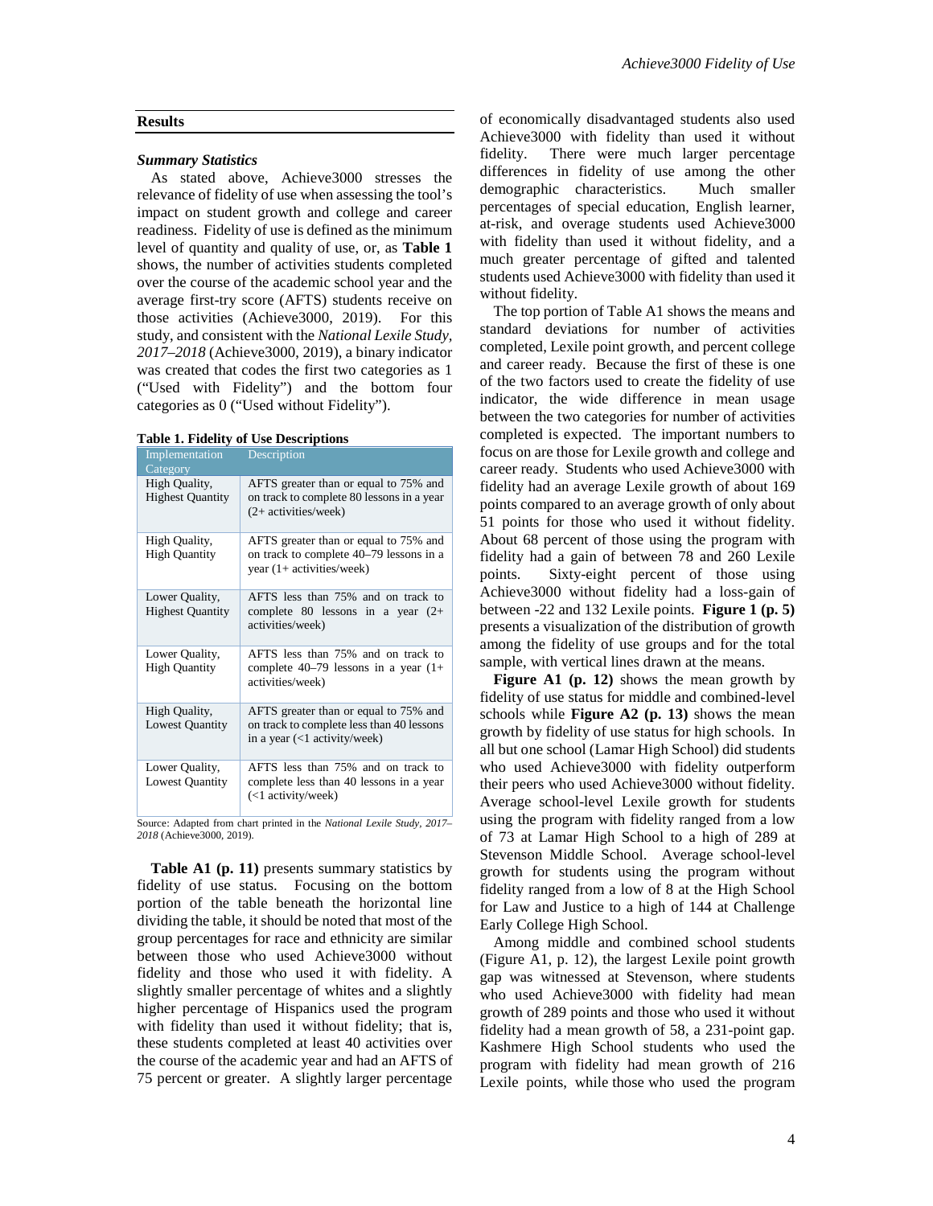## Results

### *Summary Statistics*

As stated above, Achieve3000 stresses the relevance of fidelity of use when assessing the tool's impact on student growth and college and career readiness. Fidelity of use is defined as the minimum level of quantity and quality of use, or, as **Table 1** shows, the number of activities students completed over the course of the academic school year and the average first-try score (AFTS) students receive on those activities (Achieve3000, 2019). For this study, and consistent with the *National Lexile Study, 2017–2018* (Achieve3000, 2019), a binary indicator was created that codes the first two categories as 1 ("Used with Fidelity") and the bottom four categories as 0 ("Used without Fidelity").

**Table 1. Fidelity of Use Descriptions**

| Implementation Category | Description |
|---|---|
| High Quality, Highest Quantity | AFTS greater than or equal to 75% and on track to complete 80 lessons in a year (2+ activities/week) |
| High Quality, High Quantity | AFTS greater than or equal to 75% and on track to complete 40–79 lessons in a year (1+ activities/week) |
| Lower Quality, Highest Quantity | AFTS less than 75% and on track to complete 80 lessons in a year (2+ activities/week) |
| Lower Quality, High Quantity | AFTS less than 75% and on track to complete 40–79 lessons in a year (1+ activities/week) |
| High Quality, Lowest Quantity | AFTS greater than or equal to 75% and on track to complete less than 40 lessons in a year (<1 activity/week) |
| Lower Quality, Lowest Quantity | AFTS less than 75% and on track to complete less than 40 lessons in a year (<1 activity/week) |

Source: Adapted from chart printed in the *National Lexile Study, 2017–2018* (Achieve3000, 2019).

**Table A1 (p. 11)** presents summary statistics by fidelity of use status. Focusing on the bottom portion of the table beneath the horizontal line dividing the table, it should be noted that most of the group percentages for race and ethnicity are similar between those who used Achieve3000 without fidelity and those who used it with fidelity. A slightly smaller percentage of whites and a slightly higher percentage of Hispanics used the program with fidelity than used it without fidelity; that is, these students completed at least 40 activities over the course of the academic year and had an AFTS of 75 percent or greater. A slightly larger percentage of economically disadvantaged students also used Achieve3000 with fidelity than used it without fidelity. There were much larger percentage differences in fidelity of use among the other demographic characteristics. Much smaller percentages of special education, English learner, at-risk, and overage students used Achieve3000 with fidelity than used it without fidelity, and a much greater percentage of gifted and talented students used Achieve3000 with fidelity than used it without fidelity.

The top portion of Table A1 shows the means and standard deviations for number of activities completed, Lexile point growth, and percent college and career ready. Because the first of these is one of the two factors used to create the fidelity of use indicator, the wide difference in mean usage between the two categories for number of activities completed is expected. The important numbers to focus on are those for Lexile growth and college and career ready. Students who used Achieve3000 with fidelity had an average Lexile growth of about 169 points compared to an average growth of only about 51 points for those who used it without fidelity. About 68 percent of those using the program with fidelity had a gain of between 78 and 260 Lexile points. Sixty-eight percent of those using Achieve3000 without fidelity had a loss-gain of between -22 and 132 Lexile points. **Figure 1 (p. 5)** presents a visualization of the distribution of growth among the fidelity of use groups and for the total sample, with vertical lines drawn at the means.

**Figure A1 (p. 12)** shows the mean growth by fidelity of use status for middle and combined-level schools while **Figure A2 (p. 13)** shows the mean growth by fidelity of use status for high schools. In all but one school (Lamar High School) did students who used Achieve3000 with fidelity outperform their peers who used Achieve3000 without fidelity. Average school-level Lexile growth for students using the program with fidelity ranged from a low of 73 at Lamar High School to a high of 289 at Stevenson Middle School. Average school-level growth for students using the program without fidelity ranged from a low of 8 at the High School for Law and Justice to a high of 144 at Challenge Early College High School.

Among middle and combined school students (Figure A1, p. 12), the largest Lexile point growth gap was witnessed at Stevenson, where students who used Achieve3000 with fidelity had mean growth of 289 points and those who used it without fidelity had a mean growth of 58, a 231-point gap. Kashmere High School students who used the program with fidelity had mean growth of 216 Lexile points, while those who used the program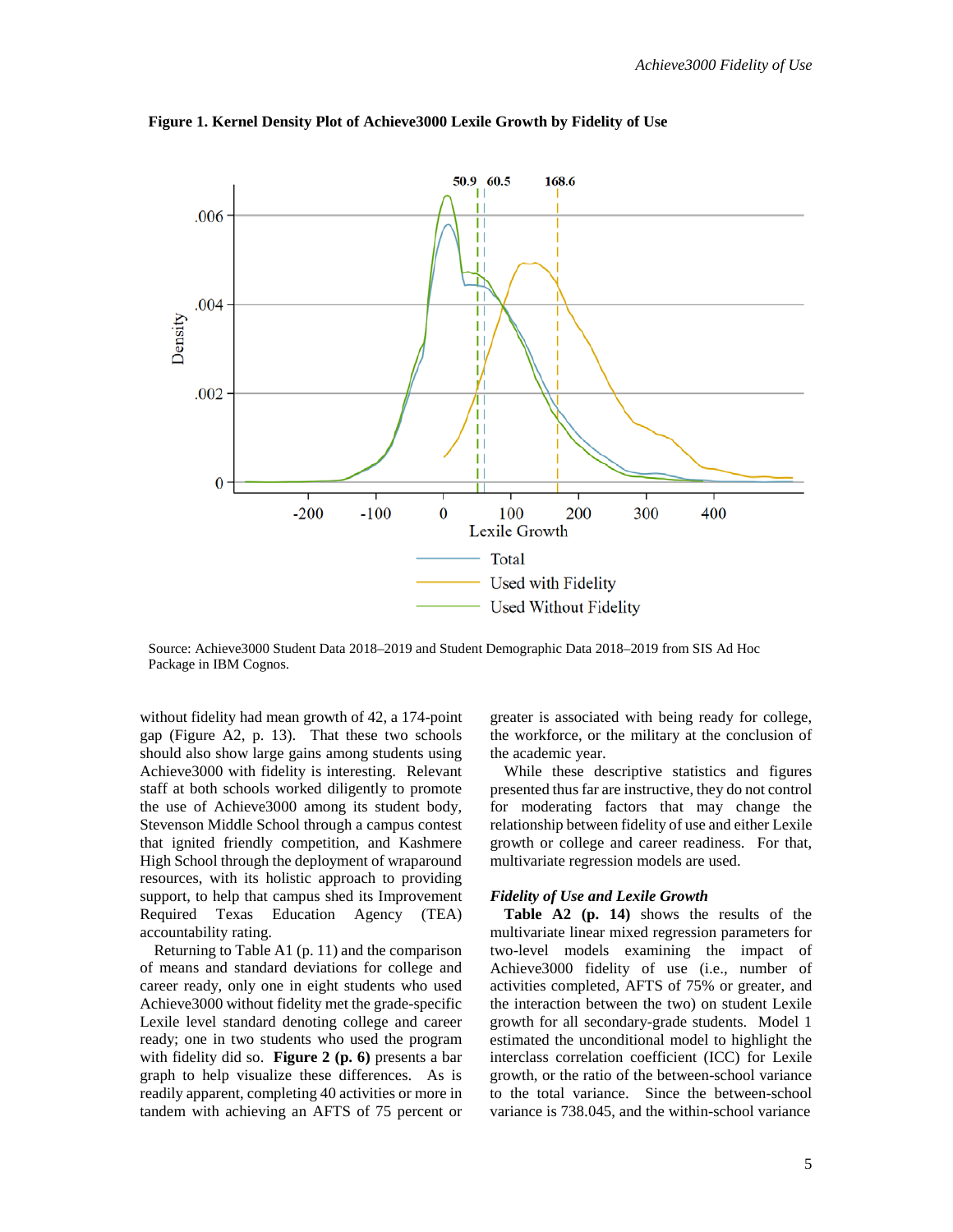**Figure 1. Kernel Density Plot of Achieve3000 Lexile Growth by Fidelity of Use**

Source: Achieve3000 Student Data 2018–2019 and Student Demographic Data 2018–2019 from SIS Ad Hoc Package in IBM Cognos.

without fidelity had mean growth of 42, a 174-point gap (Figure A2, p. 13). That these two schools should also show large gains among students using Achieve3000 with fidelity is interesting. Relevant staff at both schools worked diligently to promote the use of Achieve3000 among its student body, Stevenson Middle School through a campus contest that ignited friendly competition, and Kashmere High School through the deployment of wraparound resources, with its holistic approach to providing support, to help that campus shed its Improvement Required Texas Education Agency (TEA) accountability rating.

Returning to Table A1 (p. 11) and the comparison of means and standard deviations for college and career ready, only one in eight students who used Achieve3000 without fidelity met the grade-specific Lexile level standard denoting college and career ready; one in two students who used the program with fidelity did so. **Figure 2 (p. 6)** presents a bar graph to help visualize these differences. As is readily apparent, completing 40 activities or more in tandem with achieving an AFTS of 75 percent or greater is associated with being ready for college, the workforce, or the military at the conclusion of the academic year.

While these descriptive statistics and figures presented thus far are instructive, they do not control for moderating factors that may change the relationship between fidelity of use and either Lexile growth or college and career readiness. For that, multivariate regression models are used.

***Fidelity of Use and Lexile Growth***

**Table A2 (p. 14)** shows the results of the multivariate linear mixed regression parameters for two-level models examining the impact of Achieve3000 fidelity of use (i.e., number of activities completed, AFTS of 75% or greater, and the interaction between the two) on student Lexile growth for all secondary-grade students. Model 1 estimated the unconditional model to highlight the interclass correlation coefficient (ICC) for Lexile growth, or the ratio of the between-school variance to the total variance. Since the between-school variance is 738.045, and the within-school variance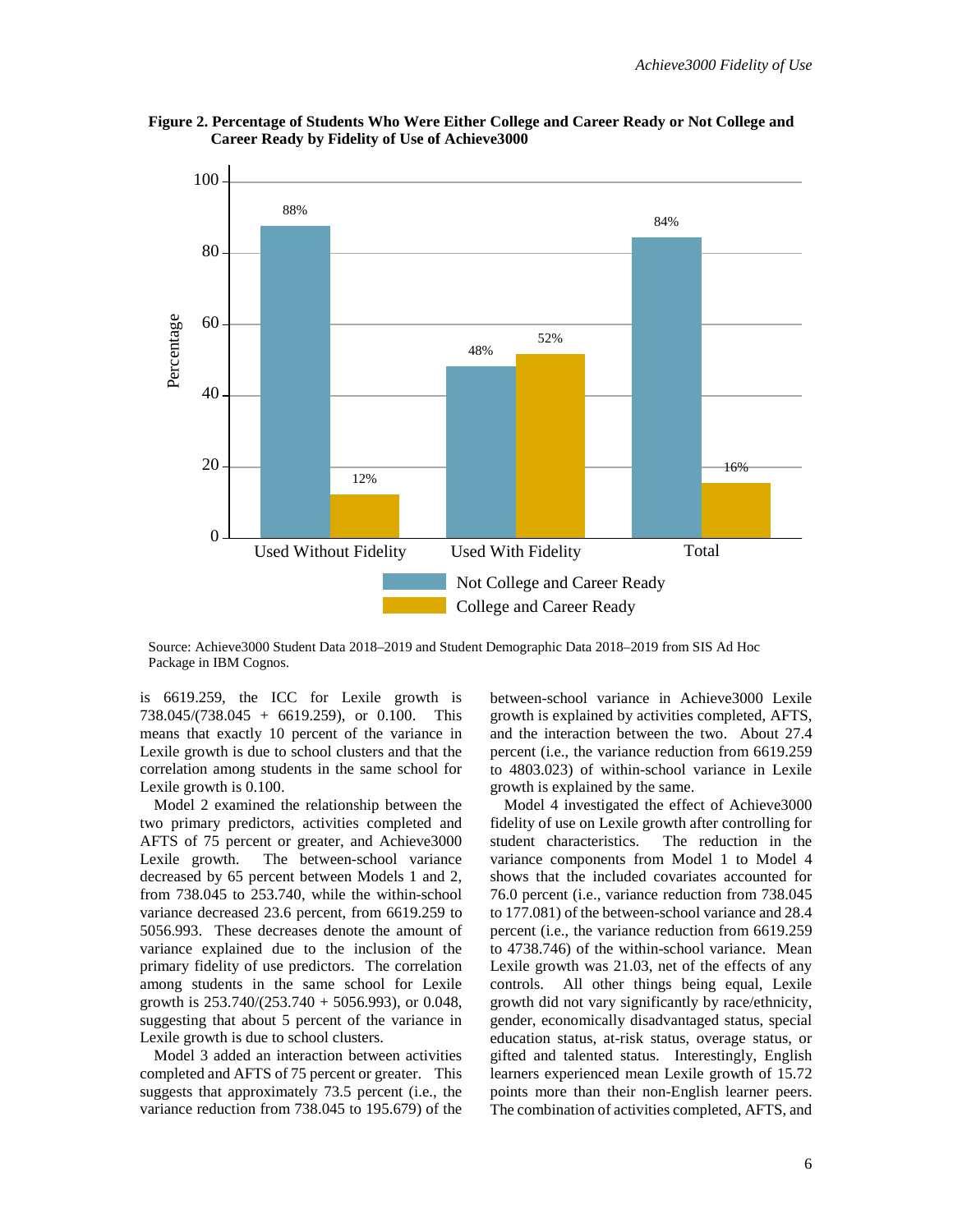**Figure 2. Percentage of Students Who Were Either College and Career Ready or Not College and Career Ready by Fidelity of Use of Achieve3000**

| | Not College and Career Ready | College and Career Ready |
|---|---|---|
| Used Without Fidelity | 88% | 12% |
| Used With Fidelity | 48% | 52% |
| Total | 84% | 16% |

Source: Achieve3000 Student Data 2018–2019 and Student Demographic Data 2018–2019 from SIS Ad Hoc Package in IBM Cognos.

is 6619.259, the ICC for Lexile growth is 738.045/(738.045 + 6619.259), or 0.100. This means that exactly 10 percent of the variance in Lexile growth is due to school clusters and that the correlation among students in the same school for Lexile growth is 0.100.

Model 2 examined the relationship between the two primary predictors, activities completed and AFTS of 75 percent or greater, and Achieve3000 Lexile growth. The between-school variance decreased by 65 percent between Models 1 and 2, from 738.045 to 253.740, while the within-school variance decreased 23.6 percent, from 6619.259 to 5056.993. These decreases denote the amount of variance explained due to the inclusion of the primary fidelity of use predictors. The correlation among students in the same school for Lexile growth is 253.740/(253.740 + 5056.993), or 0.048, suggesting that about 5 percent of the variance in Lexile growth is due to school clusters.

Model 3 added an interaction between activities completed and AFTS of 75 percent or greater. This suggests that approximately 73.5 percent (i.e., the variance reduction from 738.045 to 195.679) of the between-school variance in Achieve3000 Lexile growth is explained by activities completed, AFTS, and the interaction between the two. About 27.4 percent (i.e., the variance reduction from 6619.259 to 4803.023) of within-school variance in Lexile growth is explained by the same.

Model 4 investigated the effect of Achieve3000 fidelity of use on Lexile growth after controlling for student characteristics. The reduction in the variance components from Model 1 to Model 4 shows that the included covariates accounted for 76.0 percent (i.e., variance reduction from 738.045 to 177.081) of the between-school variance and 28.4 percent (i.e., the variance reduction from 6619.259 to 4738.746) of the within-school variance. Mean Lexile growth was 21.03, net of the effects of any controls. All other things being equal, Lexile growth did not vary significantly by race/ethnicity, gender, economically disadvantaged status, special education status, at-risk status, overage status, or gifted and talented status. Interestingly, English learners experienced mean Lexile growth of 15.72 points more than their non-English learner peers. The combination of activities completed, AFTS, and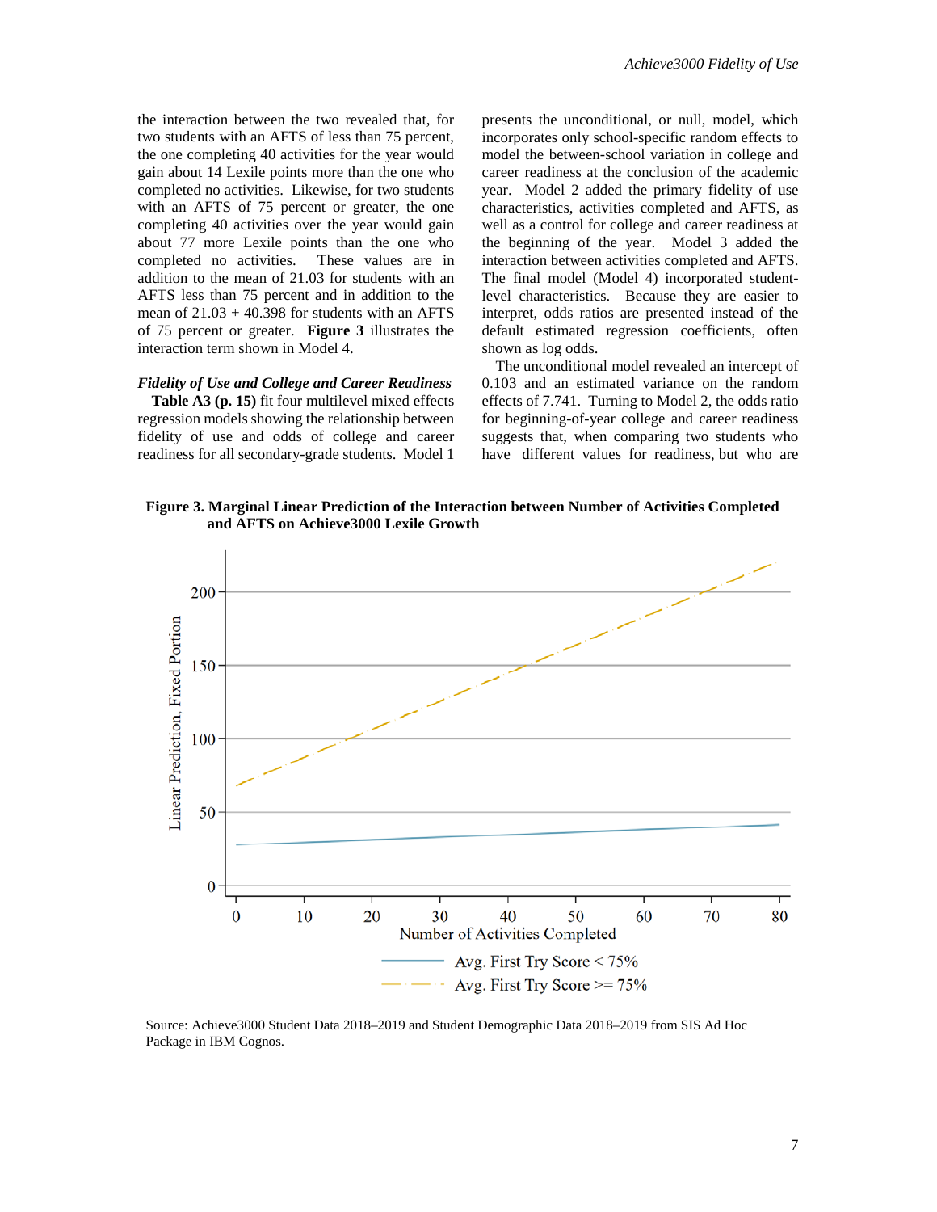the interaction between the two revealed that, for two students with an AFTS of less than 75 percent, the one completing 40 activities for the year would gain about 14 Lexile points more than the one who completed no activities. Likewise, for two students with an AFTS of 75 percent or greater, the one completing 40 activities over the year would gain about 77 more Lexile points than the one who completed no activities. These values are in addition to the mean of 21.03 for students with an AFTS less than 75 percent and in addition to the mean of 21.03 + 40.398 for students with an AFTS of 75 percent or greater. **Figure 3** illustrates the interaction term shown in Model 4.

***Fidelity of Use and College and Career Readiness***

**Table A3 (p. 15)** fit four multilevel mixed effects regression models showing the relationship between fidelity of use and odds of college and career readiness for all secondary-grade students. Model 1 presents the unconditional, or null, model, which incorporates only school-specific random effects to model the between-school variation in college and career readiness at the conclusion of the academic year. Model 2 added the primary fidelity of use characteristics, activities completed and AFTS, as well as a control for college and career readiness at the beginning of the year. Model 3 added the interaction between activities completed and AFTS. The final model (Model 4) incorporated student-level characteristics. Because they are easier to interpret, odds ratios are presented instead of the default estimated regression coefficients, often shown as log odds.

The unconditional model revealed an intercept of 0.103 and an estimated variance on the random effects of 7.741. Turning to Model 2, the odds ratio for beginning-of-year college and career readiness suggests that, when comparing two students who have different values for readiness, but who are

**Figure 3. Marginal Linear Prediction of the Interaction between Number of Activities Completed and AFTS on Achieve3000 Lexile Growth**

Source: Achieve3000 Student Data 2018–2019 and Student Demographic Data 2018–2019 from SIS Ad Hoc Package in IBM Cognos.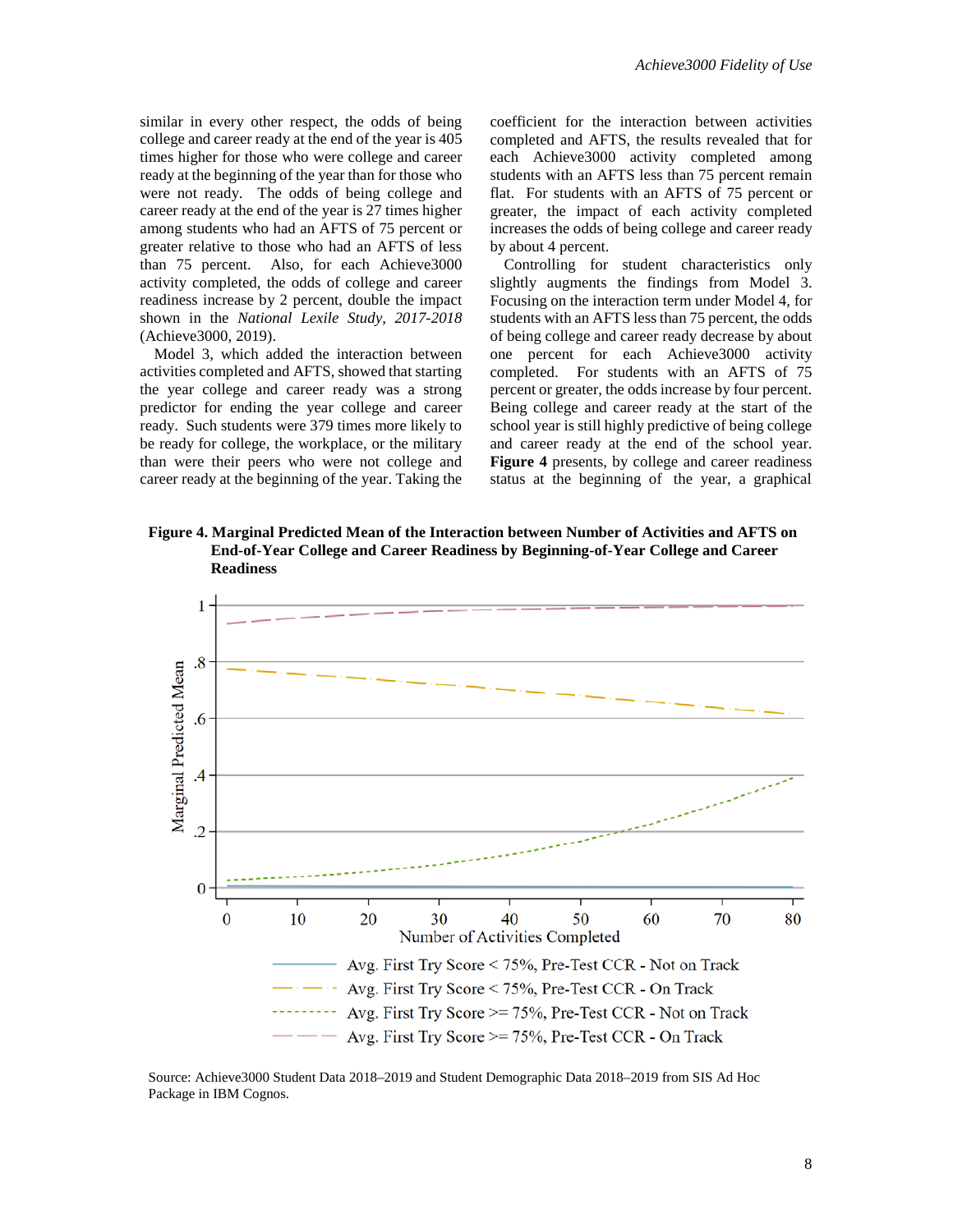similar in every other respect, the odds of being college and career ready at the end of the year is 405 times higher for those who were college and career ready at the beginning of the year than for those who were not ready. The odds of being college and career ready at the end of the year is 27 times higher among students who had an AFTS of 75 percent or greater relative to those who had an AFTS of less than 75 percent. Also, for each Achieve3000 activity completed, the odds of college and career readiness increase by 2 percent, double the impact shown in the *National Lexile Study, 2017-2018* (Achieve3000, 2019).

Model 3, which added the interaction between activities completed and AFTS, showed that starting the year college and career ready was a strong predictor for ending the year college and career ready. Such students were 379 times more likely to be ready for college, the workplace, or the military than were their peers who were not college and career ready at the beginning of the year. Taking the coefficient for the interaction between activities completed and AFTS, the results revealed that for each Achieve3000 activity completed among students with an AFTS less than 75 percent remain flat. For students with an AFTS of 75 percent or greater, the impact of each activity completed increases the odds of being college and career ready by about 4 percent.

Controlling for student characteristics only slightly augments the findings from Model 3. Focusing on the interaction term under Model 4, for students with an AFTS less than 75 percent, the odds of being college and career ready decrease by about one percent for each Achieve3000 activity completed. For students with an AFTS of 75 percent or greater, the odds increase by four percent. Being college and career ready at the start of the school year is still highly predictive of being college and career ready at the end of the school year. **Figure 4** presents, by college and career readiness status at the beginning of the year, a graphical

**Figure 4. Marginal Predicted Mean of the Interaction between Number of Activities and AFTS on End-of-Year College and Career Readiness by Beginning-of-Year College and Career Readiness**

Source: Achieve3000 Student Data 2018–2019 and Student Demographic Data 2018–2019 from SIS Ad Hoc Package in IBM Cognos.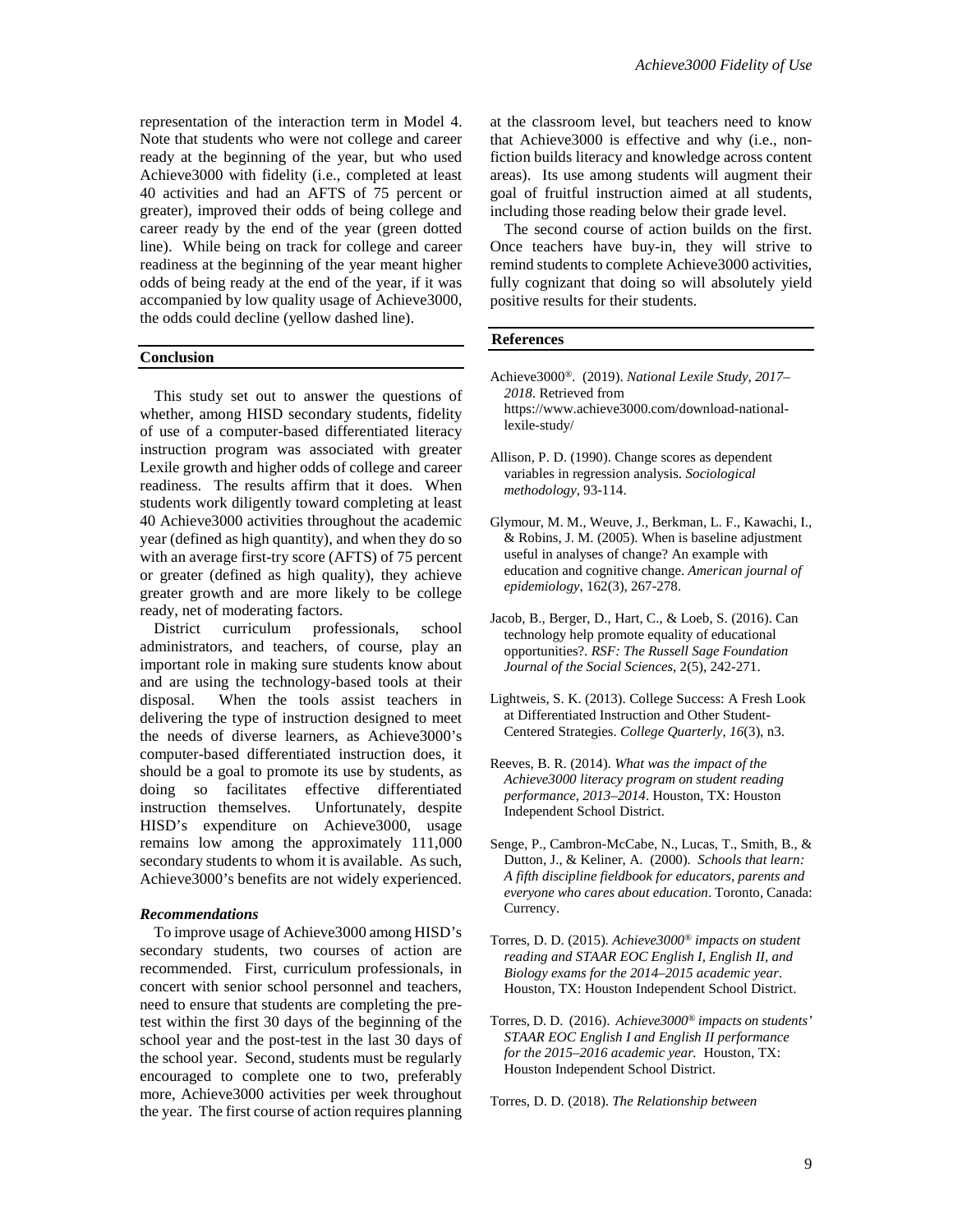representation of the interaction term in Model 4. Note that students who were not college and career ready at the beginning of the year, but who used Achieve3000 with fidelity (i.e., completed at least 40 activities and had an AFTS of 75 percent or greater), improved their odds of being college and career ready by the end of the year (green dotted line). While being on track for college and career readiness at the beginning of the year meant higher odds of being ready at the end of the year, if it was accompanied by low quality usage of Achieve3000, the odds could decline (yellow dashed line).

## Conclusion

This study set out to answer the questions of whether, among HISD secondary students, fidelity of use of a computer-based differentiated literacy instruction program was associated with greater Lexile growth and higher odds of college and career readiness. The results affirm that it does. When students work diligently toward completing at least 40 Achieve3000 activities throughout the academic year (defined as high quantity), and when they do so with an average first-try score (AFTS) of 75 percent or greater (defined as high quality), they achieve greater growth and are more likely to be college ready, net of moderating factors.

District curriculum professionals, school administrators, and teachers, of course, play an important role in making sure students know about and are using the technology-based tools at their disposal. When the tools assist teachers in delivering the type of instruction designed to meet the needs of diverse learners, as Achieve3000's computer-based differentiated instruction does, it should be a goal to promote its use by students, as doing so facilitates effective differentiated instruction themselves. Unfortunately, despite HISD's expenditure on Achieve3000, usage remains low among the approximately 111,000 secondary students to whom it is available. As such, Achieve3000's benefits are not widely experienced.

### *Recommendations*

To improve usage of Achieve3000 among HISD's secondary students, two courses of action are recommended. First, curriculum professionals, in concert with senior school personnel and teachers, need to ensure that students are completing the pre-test within the first 30 days of the beginning of the school year and the post-test in the last 30 days of the school year. Second, students must be regularly encouraged to complete one to two, preferably more, Achieve3000 activities per week throughout the year. The first course of action requires planning at the classroom level, but teachers need to know that Achieve3000 is effective and why (i.e., non-fiction builds literacy and knowledge across content areas). Its use among students will augment their goal of fruitful instruction aimed at all students, including those reading below their grade level.

The second course of action builds on the first. Once teachers have buy-in, they will strive to remind students to complete Achieve3000 activities, fully cognizant that doing so will absolutely yield positive results for their students.

## References

Achieve3000®. (2019). *National Lexile Study, 2017–2018*. Retrieved from https://www.achieve3000.com/download-national-lexile-study/

Allison, P. D. (1990). Change scores as dependent variables in regression analysis. *Sociological methodology*, 93-114.

Glymour, M. M., Weuve, J., Berkman, L. F., Kawachi, I., & Robins, J. M. (2005). When is baseline adjustment useful in analyses of change? An example with education and cognitive change. *American journal of epidemiology*, 162(3), 267-278.

Jacob, B., Berger, D., Hart, C., & Loeb, S. (2016). Can technology help promote equality of educational opportunities?. *RSF: The Russell Sage Foundation Journal of the Social Sciences*, 2(5), 242-271.

Lightweis, S. K. (2013). College Success: A Fresh Look at Differentiated Instruction and Other Student-Centered Strategies. *College Quarterly*, *16*(3), n3.

Reeves, B. R. (2014). *What was the impact of the Achieve3000 literacy program on student reading performance, 2013–2014*. Houston, TX: Houston Independent School District.

Senge, P., Cambron-McCabe, N., Lucas, T., Smith, B., & Dutton, J., & Keliner, A. (2000). *Schools that learn: A fifth discipline fieldbook for educators, parents and everyone who cares about education*. Toronto, Canada: Currency.

Torres, D. D. (2015). *Achieve3000® impacts on student reading and STAAR EOC English I, English II, and Biology exams for the 2014–2015 academic year*. Houston, TX: Houston Independent School District.

Torres, D. D. (2016). *Achieve3000® impacts on students' STAAR EOC English I and English II performance for the 2015–2016 academic year.* Houston, TX: Houston Independent School District.

Torres, D. D. (2018). *The Relationship between*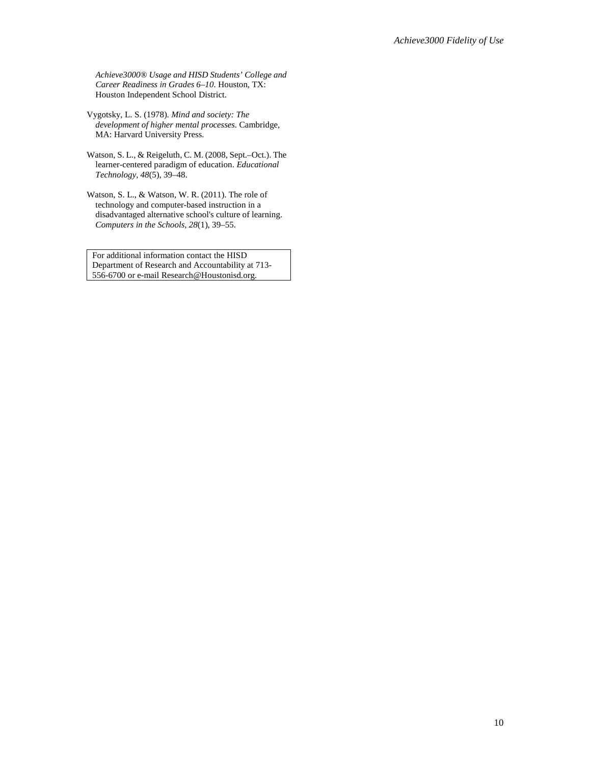*Achieve3000® Usage and HISD Students' College and Career Readiness in Grades 6–10*. Houston, TX: Houston Independent School District.

Vygotsky, L. S. (1978). *Mind and society: The development of higher mental processes*. Cambridge, MA: Harvard University Press.

Watson, S. L., & Reigeluth, C. M. (2008, Sept.–Oct.). The learner-centered paradigm of education. *Educational Technology*, *48*(5), 39–48.

Watson, S. L., & Watson, W. R. (2011). The role of technology and computer-based instruction in a disadvantaged alternative school's culture of learning. *Computers in the Schools*, *28*(1), 39–55.

For additional information contact the HISD Department of Research and Accountability at 713-556-6700 or e-mail Research@Houstonisd.org.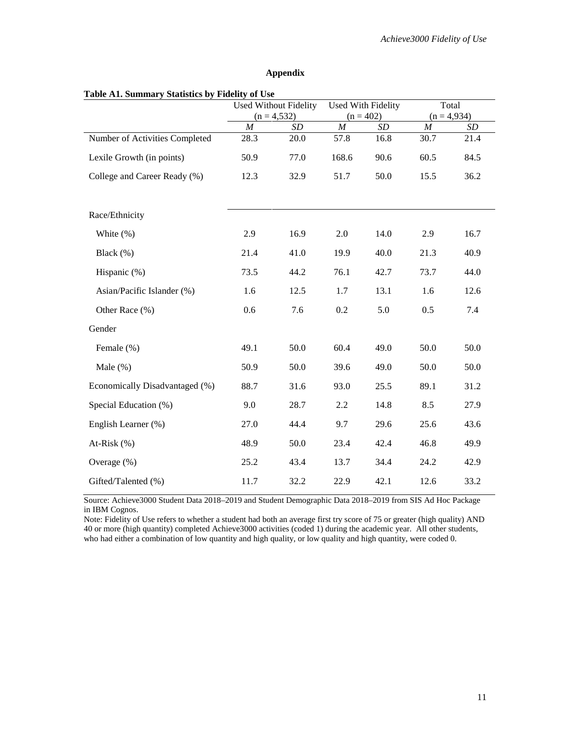## Appendix

**Table A1. Summary Statistics by Fidelity of Use**

| | Used Without Fidelity (n = 4,532) | | Used With Fidelity (n = 402) | | Total (n = 4,934) | |
|---|---|---|---|---|---|---|
| | *M* | *SD* | *M* | *SD* | *M* | *SD* |
| Number of Activities Completed | 28.3 | 20.0 | 57.8 | 16.8 | 30.7 | 21.4 |
| Lexile Growth (in points) | 50.9 | 77.0 | 168.6 | 90.6 | 60.5 | 84.5 |
| College and Career Ready (%) | 12.3 | 32.9 | 51.7 | 50.0 | 15.5 | 36.2 |
| Race/Ethnicity | | | | | | |
| White (%) | 2.9 | 16.9 | 2.0 | 14.0 | 2.9 | 16.7 |
| Black (%) | 21.4 | 41.0 | 19.9 | 40.0 | 21.3 | 40.9 |
| Hispanic (%) | 73.5 | 44.2 | 76.1 | 42.7 | 73.7 | 44.0 |
| Asian/Pacific Islander (%) | 1.6 | 12.5 | 1.7 | 13.1 | 1.6 | 12.6 |
| Other Race (%) | 0.6 | 7.6 | 0.2 | 5.0 | 0.5 | 7.4 |
| Gender | | | | | | |
| Female (%) | 49.1 | 50.0 | 60.4 | 49.0 | 50.0 | 50.0 |
| Male (%) | 50.9 | 50.0 | 39.6 | 49.0 | 50.0 | 50.0 |
| Economically Disadvantaged (%) | 88.7 | 31.6 | 93.0 | 25.5 | 89.1 | 31.2 |
| Special Education (%) | 9.0 | 28.7 | 2.2 | 14.8 | 8.5 | 27.9 |
| English Learner (%) | 27.0 | 44.4 | 9.7 | 29.6 | 25.6 | 43.6 |
| At-Risk (%) | 48.9 | 50.0 | 23.4 | 42.4 | 46.8 | 49.9 |
| Overage (%) | 25.2 | 43.4 | 13.7 | 34.4 | 24.2 | 42.9 |
| Gifted/Talented (%) | 11.7 | 32.2 | 22.9 | 42.1 | 12.6 | 33.2 |

Source: Achieve3000 Student Data 2018–2019 and Student Demographic Data 2018–2019 from SIS Ad Hoc Package in IBM Cognos.

Note: Fidelity of Use refers to whether a student had both an average first try score of 75 or greater (high quality) AND 40 or more (high quantity) completed Achieve3000 activities (coded 1) during the academic year. All other students, who had either a combination of low quantity and high quality, or low quality and high quantity, were coded 0.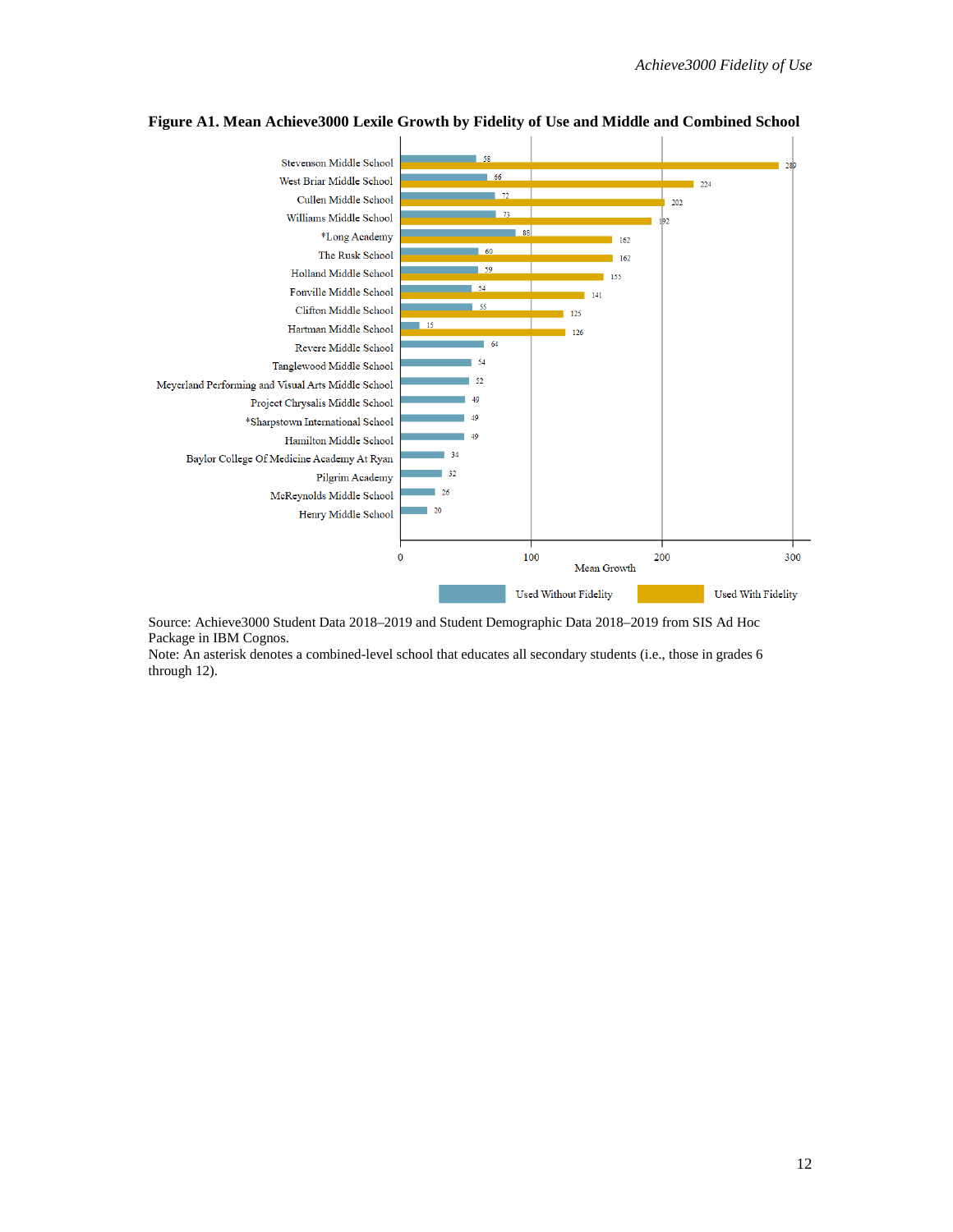**Figure A1. Mean Achieve3000 Lexile Growth by Fidelity of Use and Middle and Combined School**

| School | Used Without Fidelity | Used With Fidelity |
|---|---|---|
| Stevenson Middle School | 58 | 289 |
| West Briar Middle School | 66 | 224 |
| Cullen Middle School | 72 | 202 |
| Williams Middle School | 73 | 192 |
| *Long Academy | 88 | 162 |
| The Rusk School | 60 | 162 |
| Holland Middle School | 59 | 155 |
| Fonville Middle School | 54 | 141 |
| Clifton Middle School | 55 | 125 |
| Hartman Middle School | 15 | 126 |
| Revere Middle School | 64 | |
| Tanglewood Middle School | 54 | |
| Meyerland Performing and Visual Arts Middle School | 52 | |
| Project Chrysalis Middle School | 49 | |
| *Sharpstown International School | 49 | |
| Hamilton Middle School | 49 | |
| Baylor College Of Medicine Academy At Ryan | 34 | |
| Pilgrim Academy | 32 | |
| McReynolds Middle School | 26 | |
| Henry Middle School | 20 | |

Mean Growth

Source: Achieve3000 Student Data 2018–2019 and Student Demographic Data 2018–2019 from SIS Ad Hoc Package in IBM Cognos.
Note: An asterisk denotes a combined-level school that educates all secondary students (i.e., those in grades 6 through 12).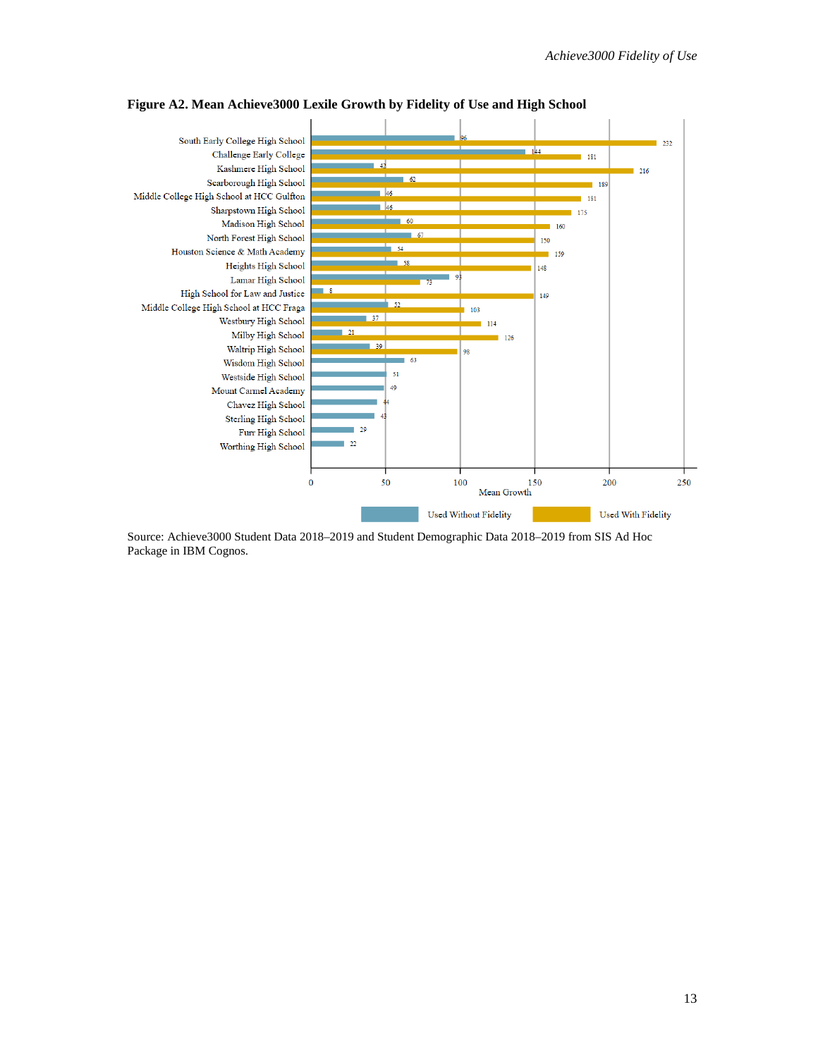**Figure A2. Mean Achieve3000 Lexile Growth by Fidelity of Use and High School**

| High School | Used Without Fidelity | Used With Fidelity |
|---|---|---|
| South Early College High School | 96 | 232 |
| Challenge Early College | 144 | 181 |
| Kashmere High School | 42 | 216 |
| Scarborough High School | 62 | 189 |
| Middle College High School at HCC Gulfton | 46 | 181 |
| Sharpstown High School | 46 | 175 |
| Madison High School | 60 | 160 |
| North Forest High School | 67 | 150 |
| Houston Science & Math Academy | 54 | 159 |
| Heights High School | 58 | 148 |
| Lamar High School | 93 | 73 |
| High School for Law and Justice | 8 | 149 |
| Middle College High School at HCC Fraga | 52 | 103 |
| Westbury High School | 37 | 114 |
| Milby High School | 21 | 126 |
| Waltrip High School | 39 | 98 |
| Wisdom High School | 63 | |
| Westside High School | 51 | |
| Mount Carmel Academy | 49 | |
| Chavez High School | 44 | |
| Sterling High School | 43 | |
| Furr High School | 29 | |
| Worthing High School | 22 | |

Mean Growth

Source: Achieve3000 Student Data 2018–2019 and Student Demographic Data 2018–2019 from SIS Ad Hoc Package in IBM Cognos.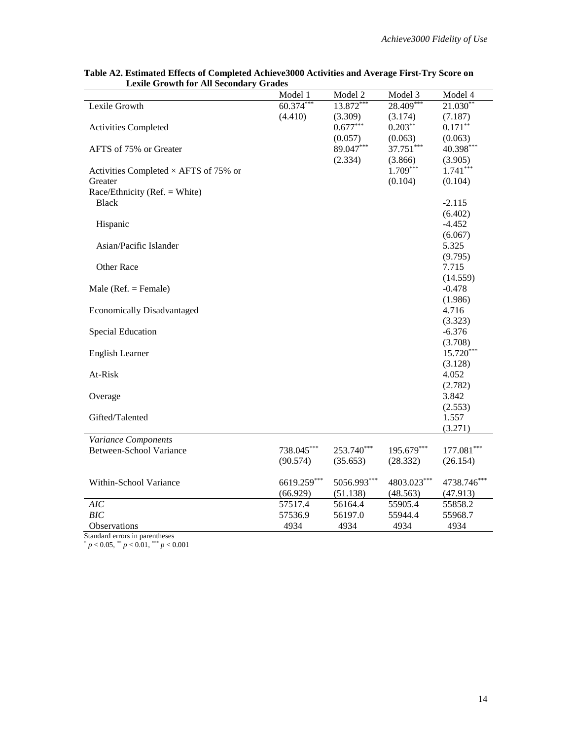**Table A2. Estimated Effects of Completed Achieve3000 Activities and Average First-Try Score on Lexile Growth for All Secondary Grades**

| | Model 1 | Model 2 | Model 3 | Model 4 |
|---|---|---|---|---|
| Lexile Growth | 60.374*** | 13.872*** | 28.409*** | 21.030** |
| | (4.410) | (3.309) | (3.174) | (7.187) |
| Activities Completed | | 0.677*** | 0.203** | 0.171** |
| | | (0.057) | (0.063) | (0.063) |
| AFTS of 75% or Greater | | 89.047*** | 37.751*** | 40.398*** |
| | | (2.334) | (3.866) | (3.905) |
| Activities Completed × AFTS of 75% or Greater | | | 1.709*** | 1.741*** |
| | | | (0.104) | (0.104) |
| Race/Ethnicity (Ref. = White) | | | | |
| Black | | | | -2.115 |
| | | | | (6.402) |
| Hispanic | | | | -4.452 |
| | | | | (6.067) |
| Asian/Pacific Islander | | | | 5.325 |
| | | | | (9.795) |
| Other Race | | | | 7.715 |
| | | | | (14.559) |
| Male (Ref. = Female) | | | | -0.478 |
| | | | | (1.986) |
| Economically Disadvantaged | | | | 4.716 |
| | | | | (3.323) |
| Special Education | | | | -6.376 |
| | | | | (3.708) |
| English Learner | | | | 15.720*** |
| | | | | (3.128) |
| At-Risk | | | | 4.052 |
| | | | | (2.782) |
| Overage | | | | 3.842 |
| | | | | (2.553) |
| Gifted/Talented | | | | 1.557 |
| | | | | (3.271) |
| *Variance Components* | | | | |
| Between-School Variance | 738.045*** | 253.740*** | 195.679*** | 177.081*** |
| | (90.574) | (35.653) | (28.332) | (26.154) |
| Within-School Variance | 6619.259*** | 5056.993*** | 4803.023*** | 4738.746*** |
| | (66.929) | (51.138) | (48.563) | (47.913) |
| *AIC* | 57517.4 | 56164.4 | 55905.4 | 55858.2 |
| *BIC* | 57536.9 | 56197.0 | 55944.4 | 55968.7 |
| Observations | 4934 | 4934 | 4934 | 4934 |

Standard errors in parentheses
* $p < 0.05$, ** $p < 0.01$, *** $p < 0.001$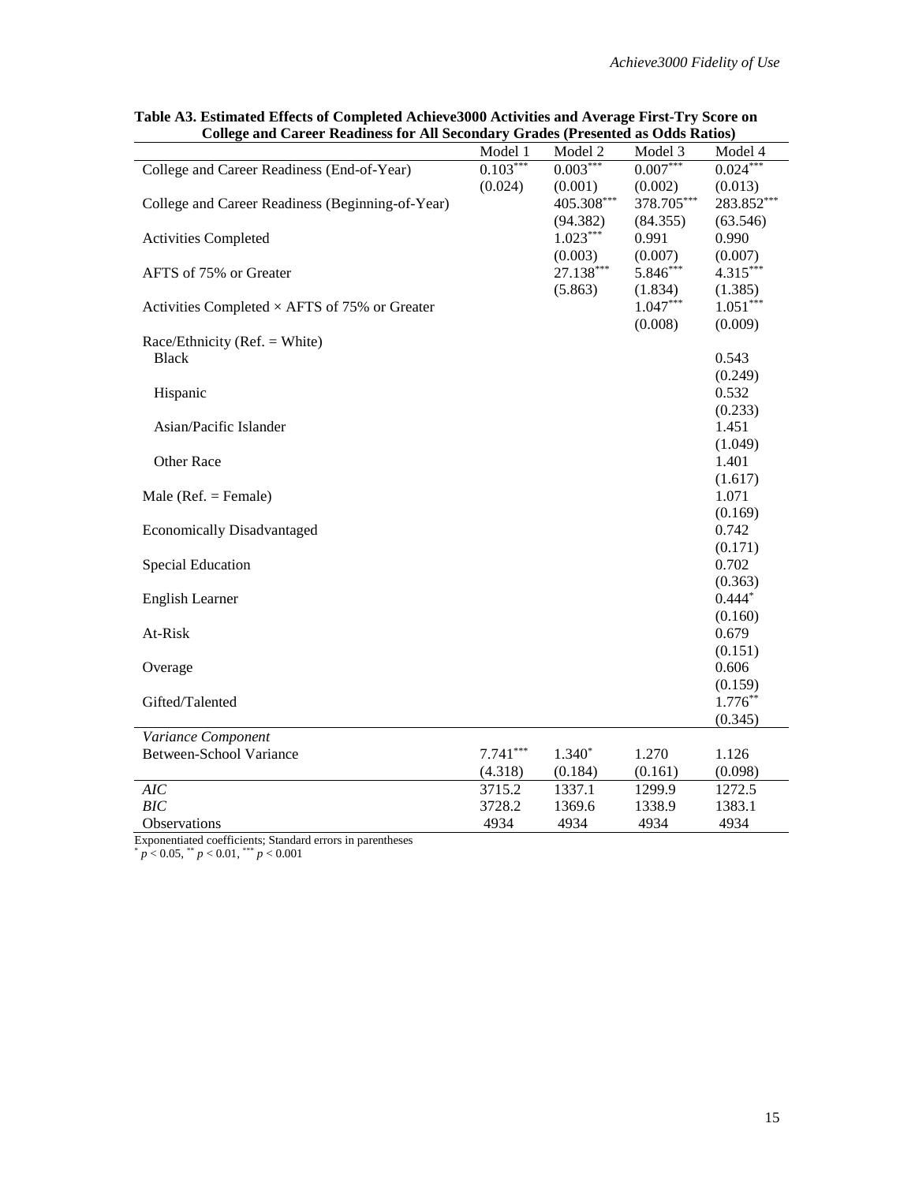**Table A3. Estimated Effects of Completed Achieve3000 Activities and Average First-Try Score on College and Career Readiness for All Secondary Grades (Presented as Odds Ratios)**

| | Model 1 | Model 2 | Model 3 | Model 4 |
|---|---|---|---|---|
| College and Career Readiness (End-of-Year) | 0.103*** | 0.003*** | 0.007*** | 0.024*** |
| | (0.024) | (0.001) | (0.002) | (0.013) |
| College and Career Readiness (Beginning-of-Year) | | 405.308*** | 378.705*** | 283.852*** |
| | | (94.382) | (84.355) | (63.546) |
| Activities Completed | | 1.023*** | 0.991 | 0.990 |
| | | (0.003) | (0.007) | (0.007) |
| AFTS of 75% or Greater | | 27.138*** | 5.846*** | 4.315*** |
| | | (5.863) | (1.834) | (1.385) |
| Activities Completed × AFTS of 75% or Greater | | | 1.047*** | 1.051*** |
| | | | (0.008) | (0.009) |
| Race/Ethnicity (Ref. = White) | | | | |
| Black | | | | 0.543 |
| | | | | (0.249) |
| Hispanic | | | | 0.532 |
| | | | | (0.233) |
| Asian/Pacific Islander | | | | 1.451 |
| | | | | (1.049) |
| Other Race | | | | 1.401 |
| | | | | (1.617) |
| Male (Ref. = Female) | | | | 1.071 |
| | | | | (0.169) |
| Economically Disadvantaged | | | | 0.742 |
| | | | | (0.171) |
| Special Education | | | | 0.702 |
| | | | | (0.363) |
| English Learner | | | | 0.444* |
| | | | | (0.160) |
| At-Risk | | | | 0.679 |
| | | | | (0.151) |
| Overage | | | | 0.606 |
| | | | | (0.159) |
| Gifted/Talented | | | | 1.776** |
| | | | | (0.345) |
| *Variance Component* | | | | |
| Between-School Variance | 7.741*** | 1.340* | 1.270 | 1.126 |
| | (4.318) | (0.184) | (0.161) | (0.098) |
| *AIC* | 3715.2 | 1337.1 | 1299.9 | 1272.5 |
| *BIC* | 3728.2 | 1369.6 | 1338.9 | 1383.1 |
| Observations | 4934 | 4934 | 4934 | 4934 |

Exponentiated coefficients; Standard errors in parentheses

* $p < 0.05$, ** $p < 0.01$, *** $p < 0.001$